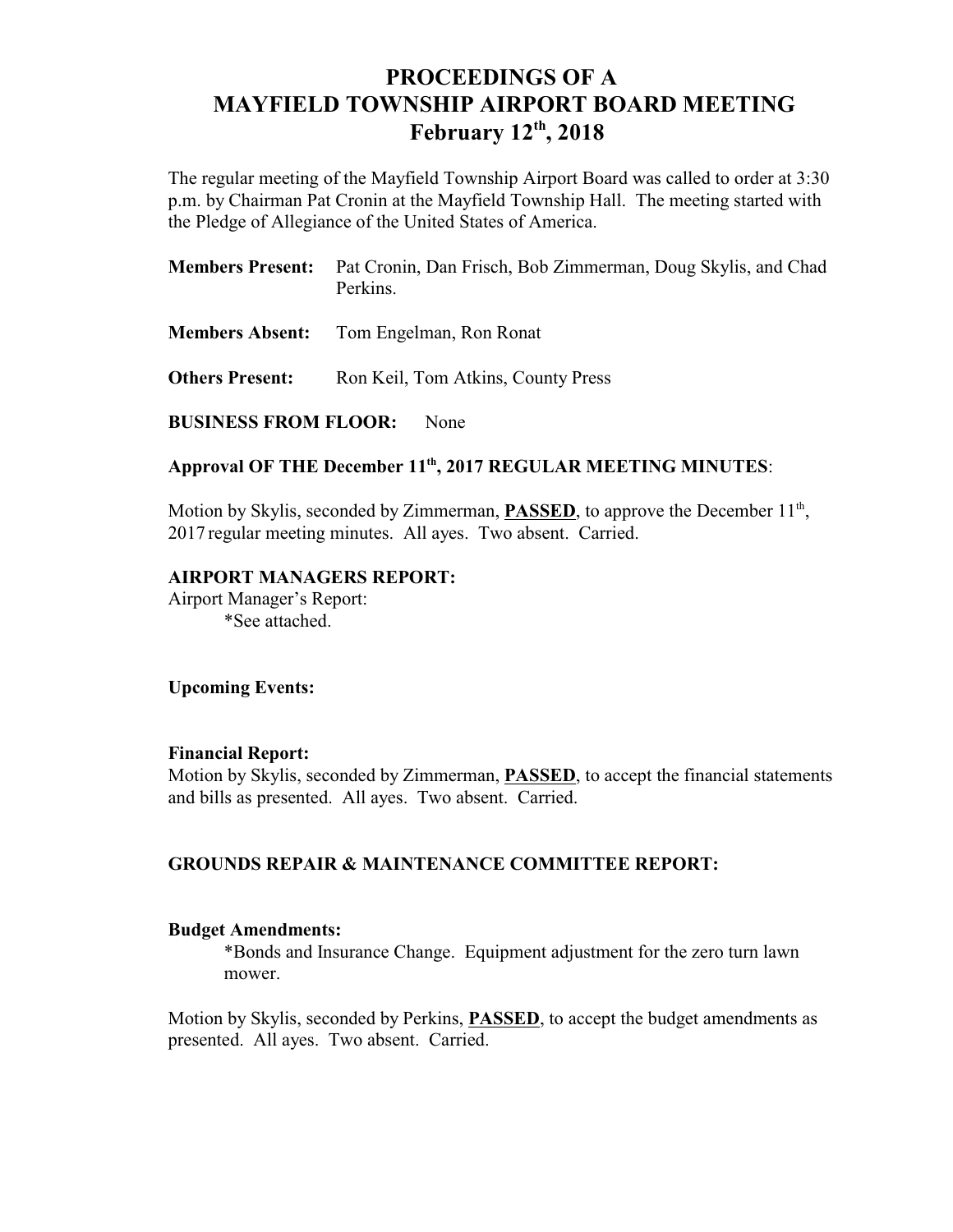# PROCEEDINGS OF A
# MAYFIELD TOWNSHIP AIRPORT BOARD MEETING
# February 12th, 2018

The regular meeting of the Mayfield Township Airport Board was called to order at 3:30 p.m. by Chairman Pat Cronin at the Mayfield Township Hall. The meeting started with the Pledge of Allegiance of the United States of America.

**Members Present:** Pat Cronin, Dan Frisch, Bob Zimmerman, Doug Skylis, and Chad Perkins.

**Members Absent:** Tom Engelman, Ron Ronat

**Others Present:** Ron Keil, Tom Atkins, County Press

**BUSINESS FROM FLOOR:** None

**Approval OF THE December 11th, 2017 REGULAR MEETING MINUTES**:

Motion by Skylis, seconded by Zimmerman, **PASSED**, to approve the December 11th, 2017 regular meeting minutes. All ayes. Two absent. Carried.

**AIRPORT MANAGERS REPORT:**

Airport Manager's Report:

*See attached.

**Upcoming Events:**

**Financial Report:**

Motion by Skylis, seconded by Zimmerman, **PASSED**, to accept the financial statements and bills as presented. All ayes. Two absent. Carried.

**GROUNDS REPAIR & MAINTENANCE COMMITTEE REPORT:**

**Budget Amendments:**

*Bonds and Insurance Change. Equipment adjustment for the zero turn lawn mower.

Motion by Skylis, seconded by Perkins, **PASSED**, to accept the budget amendments as presented. All ayes. Two absent. Carried.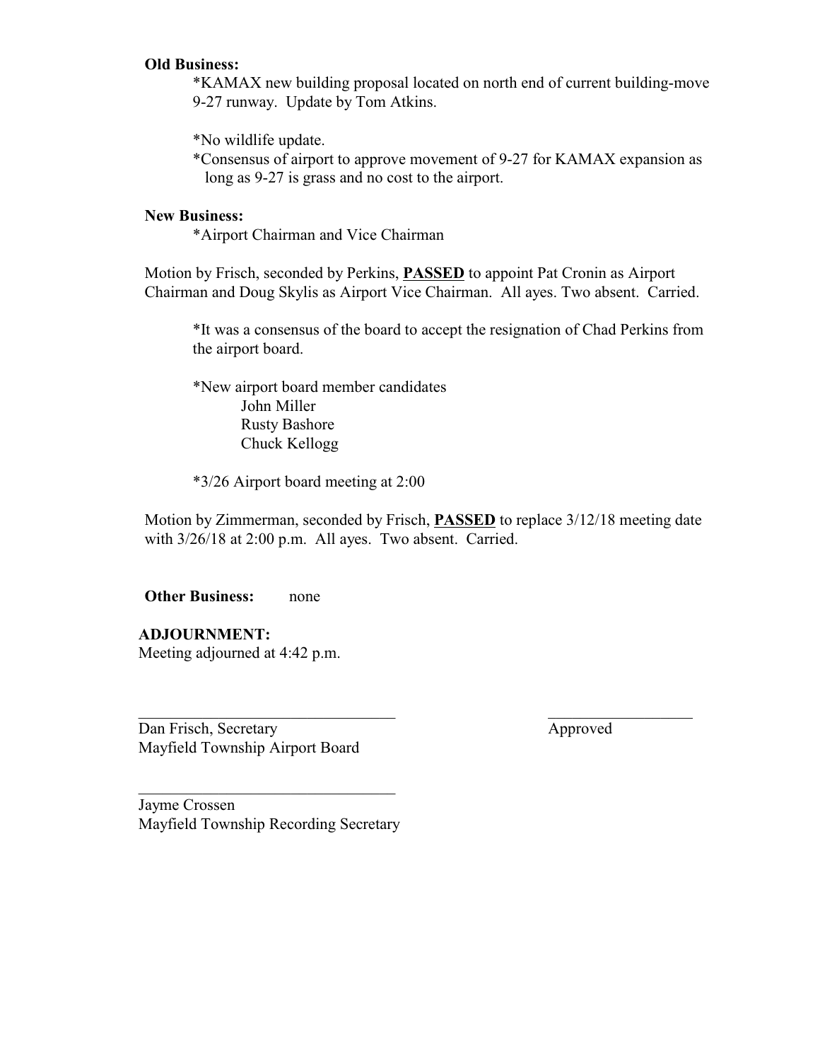**Old Business:**

*KAMAX new building proposal located on north end of current building-move 9-27 runway. Update by Tom Atkins.

*No wildlife update.

*Consensus of airport to approve movement of 9-27 for KAMAX expansion as long as 9-27 is grass and no cost to the airport.

**New Business:**

*Airport Chairman and Vice Chairman

Motion by Frisch, seconded by Perkins, **PASSED** to appoint Pat Cronin as Airport Chairman and Doug Skylis as Airport Vice Chairman. All ayes. Two absent. Carried.

*It was a consensus of the board to accept the resignation of Chad Perkins from the airport board.

*New airport board member candidates
John Miller
Rusty Bashore
Chuck Kellogg

*3/26 Airport board meeting at 2:00

Motion by Zimmerman, seconded by Frisch, **PASSED** to replace 3/12/18 meeting date with 3/26/18 at 2:00 p.m. All ayes. Two absent. Carried.

**Other Business:** none

**ADJOURNMENT:**
Meeting adjourned at 4:42 p.m.

_______________________________ _________________

Dan Frisch, Secretary — Approved
Mayfield Township Airport Board

_______________________________

Jayme Crossen
Mayfield Township Recording Secretary